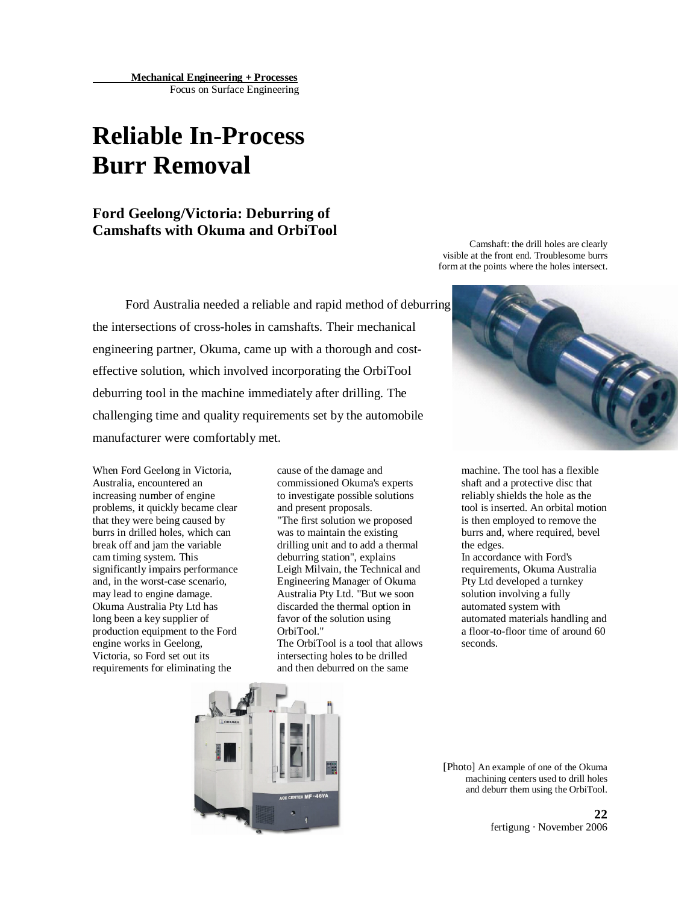**Mechanical Engineering + Processes**
Focus on Surface Engineering

# Reliable In-Process Burr Removal

## Ford Geelong/Victoria: Deburring of Camshafts with Okuma and OrbiTool

Camshaft: the drill holes are clearly visible at the front end. Troublesome burrs form at the points where the holes intersect.

Ford Australia needed a reliable and rapid method of deburring the intersections of cross-holes in camshafts. Their mechanical engineering partner, Okuma, came up with a thorough and cost-effective solution, which involved incorporating the OrbiTool deburring tool in the machine immediately after drilling. The challenging time and quality requirements set by the automobile manufacturer were comfortably met.

When Ford Geelong in Victoria, Australia, encountered an increasing number of engine problems, it quickly became clear that they were being caused by burrs in drilled holes, which can break off and jam the variable cam timing system. This significantly impairs performance and, in the worst-case scenario, may lead to engine damage. Okuma Australia Pty Ltd has long been a key supplier of production equipment to the Ford engine works in Geelong, Victoria, so Ford set out its requirements for eliminating the cause of the damage and commissioned Okuma's experts to investigate possible solutions and present proposals.

"The first solution we proposed was to maintain the existing drilling unit and to add a thermal deburring station", explains Leigh Milvain, the Technical and Engineering Manager of Okuma Australia Pty Ltd. "But we soon discarded the thermal option in favor of the solution using OrbiTool."

The OrbiTool is a tool that allows intersecting holes to be drilled and then deburred on the same machine. The tool has a flexible shaft and a protective disc that reliably shields the hole as the tool is inserted. An orbital motion is then employed to remove the burrs and, where required, bevel the edges.

In accordance with Ford's requirements, Okuma Australia Pty Ltd developed a turnkey solution involving a fully automated system with automated materials handling and a floor-to-floor time of around 60 seconds.

[Photo] An example of one of the Okuma machining centers used to drill holes and deburr them using the OrbiTool.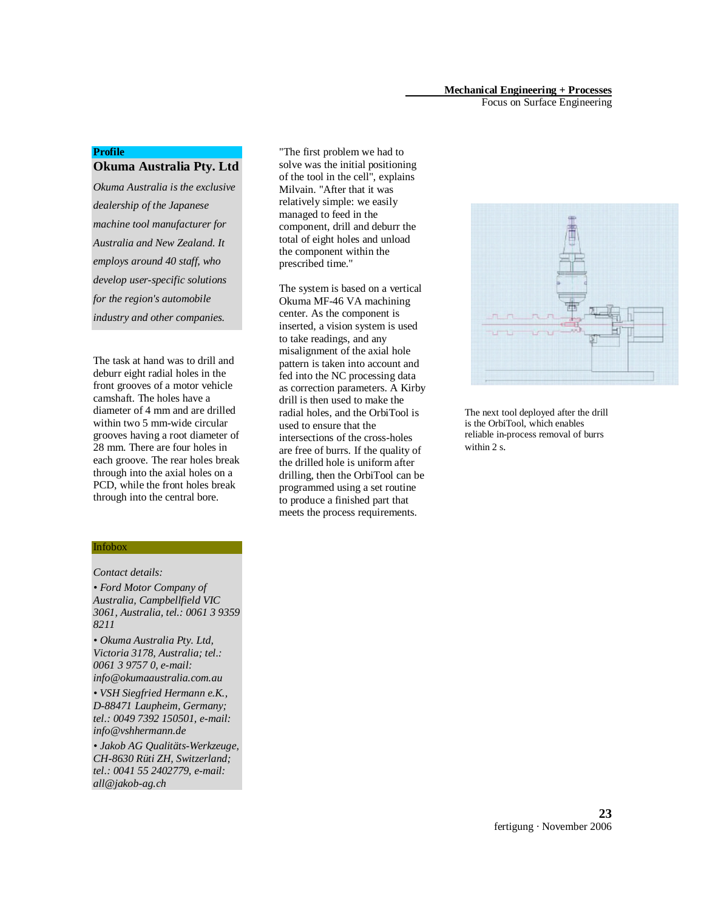## Profile

### Okuma Australia Pty. Ltd

*Okuma Australia is the exclusive dealership of the Japanese machine tool manufacturer for Australia and New Zealand. It employs around 40 staff, who develop user-specific solutions for the region's automobile industry and other companies.*

The task at hand was to drill and deburr eight radial holes in the front grooves of a motor vehicle camshaft. The holes have a diameter of 4 mm and are drilled within two 5 mm-wide circular grooves having a root diameter of 28 mm. There are four holes in each groove. The rear holes break through into the axial holes on a PCD, while the front holes break through into the central bore.

"The first problem we had to solve was the initial positioning of the tool in the cell", explains Milvain. "After that it was relatively simple: we easily managed to feed in the component, drill and deburr the total of eight holes and unload the component within the prescribed time."

The system is based on a vertical Okuma MF-46 VA machining center. As the component is inserted, a vision system is used to take readings, and any misalignment of the axial hole pattern is taken into account and fed into the NC processing data as correction parameters. A Kirby drill is then used to make the radial holes, and the OrbiTool is used to ensure that the intersections of the cross-holes are free of burrs. If the quality of the drilled hole is uniform after drilling, then the OrbiTool can be programmed using a set routine to produce a finished part that meets the process requirements.

The next tool deployed after the drill is the OrbiTool, which enables reliable in-process removal of burrs within 2 s.

## Infobox

*Contact details:*

*• Ford Motor Company of Australia, Campbellfield VIC 3061, Australia, tel.: 0061 3 9359 8211*

*• Okuma Australia Pty. Ltd, Victoria 3178, Australia; tel.: 0061 3 9757 0, e-mail: info@okumaaustralia.com.au*

*• VSH Siegfried Hermann e.K., D-88471 Laupheim, Germany; tel.: 0049 7392 150501, e-mail: info@vshhermann.de*

*• Jakob AG Qualitäts-Werkzeuge, CH-8630 Rüti ZH, Switzerland; tel.: 0041 55 2402779, e-mail: all@jakob-ag.ch*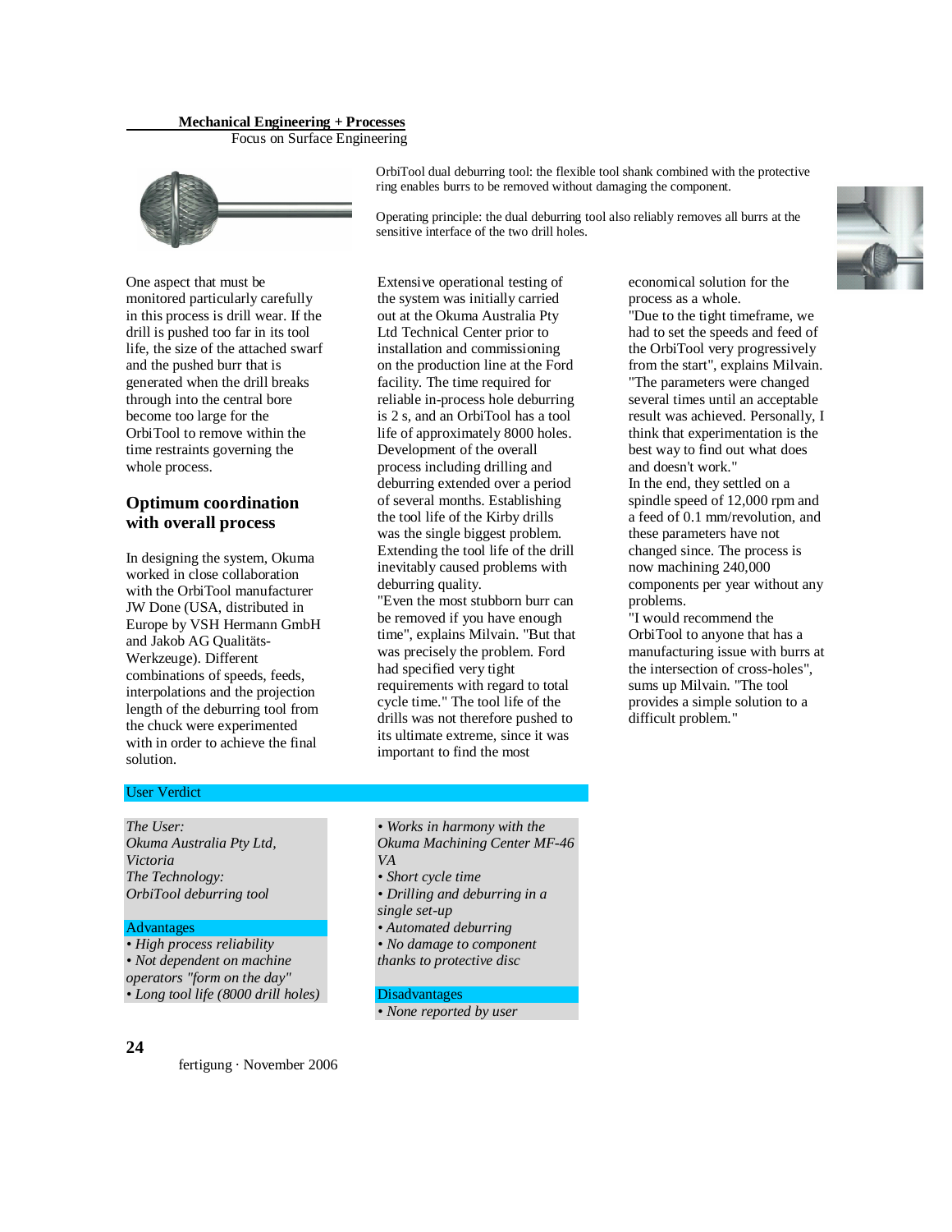OrbiTool dual deburring tool: the flexible tool shank combined with the protective ring enables burrs to be removed without damaging the component.

Operating principle: the dual deburring tool also reliably removes all burrs at the sensitive interface of the two drill holes.

One aspect that must be monitored particularly carefully in this process is drill wear. If the drill is pushed too far in its tool life, the size of the attached swarf and the pushed burr that is generated when the drill breaks through into the central bore become too large for the OrbiTool to remove within the time restraints governing the whole process.

## Optimum coordination with overall process

In designing the system, Okuma worked in close collaboration with the OrbiTool manufacturer JW Done (USA, distributed in Europe by VSH Hermann GmbH and Jakob AG Qualitäts-Werkzeuge). Different combinations of speeds, feeds, interpolations and the projection length of the deburring tool from the chuck were experimented with in order to achieve the final solution.

Extensive operational testing of the system was initially carried out at the Okuma Australia Pty Ltd Technical Center prior to installation and commissioning on the production line at the Ford facility. The time required for reliable in-process hole deburring is 2 s, and an OrbiTool has a tool life of approximately 8000 holes. Development of the overall process including drilling and deburring extended over a period of several months. Establishing the tool life of the Kirby drills was the single biggest problem. Extending the tool life of the drill inevitably caused problems with deburring quality.
"Even the most stubborn burr can be removed if you have enough time", explains Milvain. "But that was precisely the problem. Ford had specified very tight requirements with regard to total cycle time." The tool life of the drills was not therefore pushed to its ultimate extreme, since it was important to find the most economical solution for the process as a whole.
"Due to the tight timeframe, we had to set the speeds and feed of the OrbiTool very progressively from the start", explains Milvain. "The parameters were changed several times until an acceptable result was achieved. Personally, I think that experimentation is the best way to find out what does and doesn't work."
In the end, they settled on a spindle speed of 12,000 rpm and a feed of 0.1 mm/revolution, and these parameters have not changed since. The process is now machining 240,000 components per year without any problems.
"I would recommend the OrbiTool to anyone that has a manufacturing issue with burrs at the intersection of cross-holes", sums up Milvain. "The tool provides a simple solution to a difficult problem."

### User Verdict

*The User:*
*Okuma Australia Pty Ltd, Victoria*
*The Technology:*
*OrbiTool deburring tool*

**Advantages**

- *High process reliability*
- *Not dependent on machine operators "form on the day"*
- *Long tool life (8000 drill holes)*
- *Works in harmony with the Okuma Machining Center MF-46 VA*
- *Short cycle time*
- *Drilling and deburring in a single set-up*
- *Automated deburring*
- *No damage to component thanks to protective disc*

**Disadvantages**

- *None reported by user*